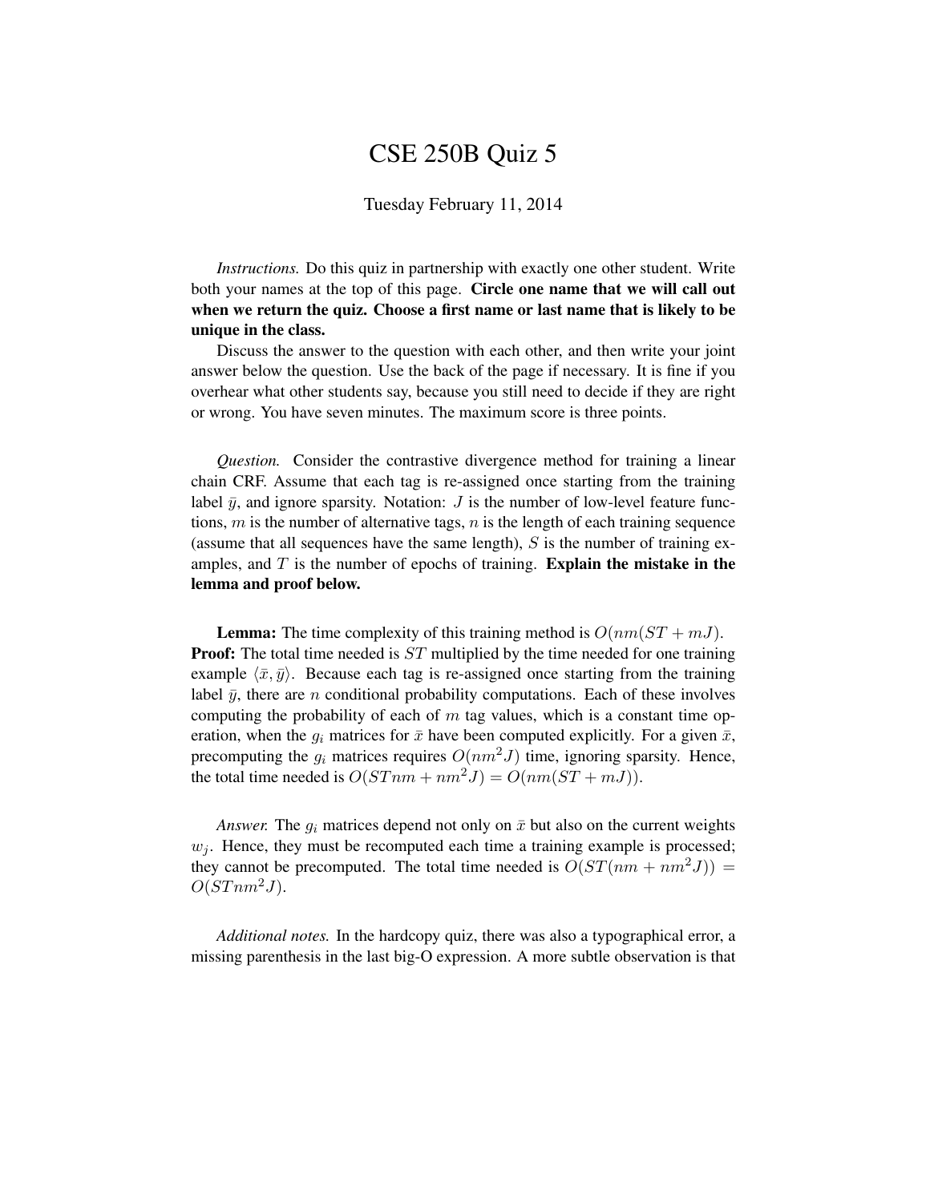# CSE 250B Quiz 5

Tuesday February 11, 2014

*Instructions.* Do this quiz in partnership with exactly one other student. Write both your names at the top of this page. **Circle one name that we will call out when we return the quiz. Choose a first name or last name that is likely to be unique in the class.**

Discuss the answer to the question with each other, and then write your joint answer below the question. Use the back of the page if necessary. It is fine if you overhear what other students say, because you still need to decide if they are right or wrong. You have seven minutes. The maximum score is three points.

*Question.* Consider the contrastive divergence method for training a linear chain CRF. Assume that each tag is re-assigned once starting from the training label $\bar{y}$, and ignore sparsity. Notation: $J$ is the number of low-level feature functions, $m$ is the number of alternative tags, $n$ is the length of each training sequence (assume that all sequences have the same length), $S$ is the number of training examples, and $T$ is the number of epochs of training. **Explain the mistake in the lemma and proof below.**

**Lemma:** The time complexity of this training method is $O(nm(ST + mJ)$.
**Proof:** The total time needed is $ST$ multiplied by the time needed for one training example $\langle \bar{x}, \bar{y} \rangle$. Because each tag is re-assigned once starting from the training label $\bar{y}$, there are $n$ conditional probability computations. Each of these involves computing the probability of each of $m$ tag values, which is a constant time operation, when the $g_i$ matrices for $\bar{x}$ have been computed explicitly. For a given $\bar{x}$, precomputing the $g_i$ matrices requires $O(nm^2 J)$ time, ignoring sparsity. Hence, the total time needed is $O(STnm + nm^2 J) = O(nm(ST + mJ))$.

*Answer.* The $g_i$ matrices depend not only on $\bar{x}$ but also on the current weights $w_j$. Hence, they must be recomputed each time a training example is processed; they cannot be precomputed. The total time needed is $O(ST(nm + nm^2 J)) = O(STnm^2 J)$.

*Additional notes.* In the hardcopy quiz, there was also a typographical error, a missing parenthesis in the last big-O expression. A more subtle observation is that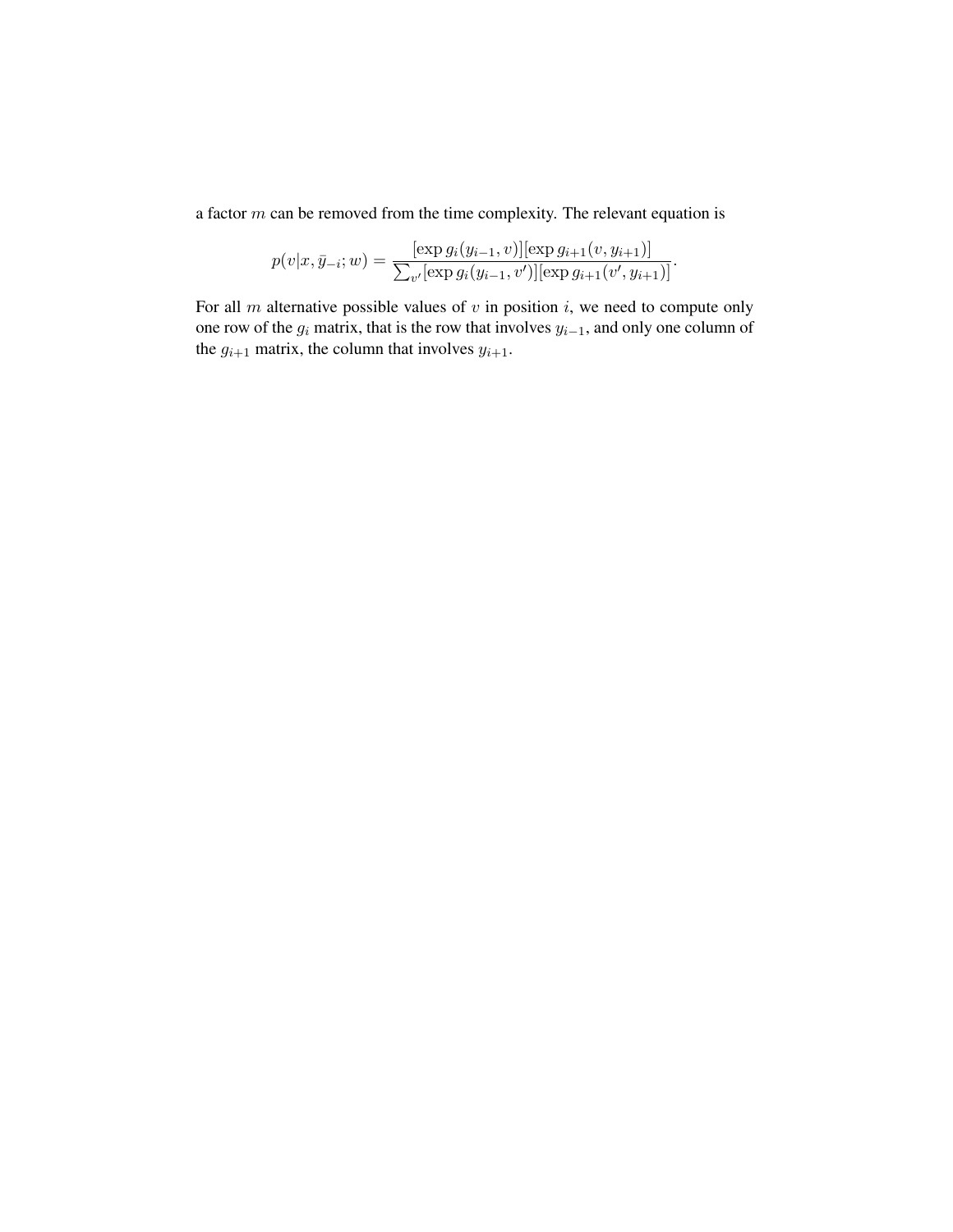a factor $m$ can be removed from the time complexity. The relevant equation is

$$p(v|x, \bar{y}_{-i}; w) = \frac{[\exp g_i(y_{i-1}, v)][\exp g_{i+1}(v, y_{i+1})]}{\sum_{v'}[\exp g_i(y_{i-1}, v')][\exp g_{i+1}(v', y_{i+1})]}.$$

For all $m$ alternative possible values of $v$ in position $i$, we need to compute only one row of the $g_i$ matrix, that is the row that involves $y_{i-1}$, and only one column of the $g_{i+1}$ matrix, the column that involves $y_{i+1}$.